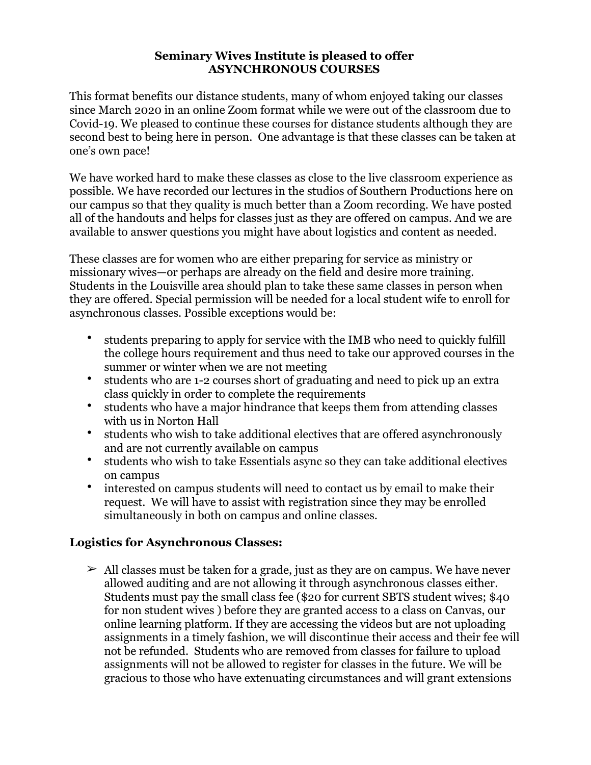**Seminary Wives Institute is pleased to offer**
**ASYNCHRONOUS COURSES**

This format benefits our distance students, many of whom enjoyed taking our classes since March 2020 in an online Zoom format while we were out of the classroom due to Covid-19. We pleased to continue these courses for distance students although they are second best to being here in person. One advantage is that these classes can be taken at one's own pace!

We have worked hard to make these classes as close to the live classroom experience as possible. We have recorded our lectures in the studios of Southern Productions here on our campus so that they quality is much better than a Zoom recording. We have posted all of the handouts and helps for classes just as they are offered on campus. And we are available to answer questions you might have about logistics and content as needed.

These classes are for women who are either preparing for service as ministry or missionary wives—or perhaps are already on the field and desire more training. Students in the Louisville area should plan to take these same classes in person when they are offered. Special permission will be needed for a local student wife to enroll for asynchronous classes. Possible exceptions would be:

- students preparing to apply for service with the IMB who need to quickly fulfill the college hours requirement and thus need to take our approved courses in the summer or winter when we are not meeting
- students who are 1-2 courses short of graduating and need to pick up an extra class quickly in order to complete the requirements
- students who have a major hindrance that keeps them from attending classes with us in Norton Hall
- students who wish to take additional electives that are offered asynchronously and are not currently available on campus
- students who wish to take Essentials async so they can take additional electives on campus
- interested on campus students will need to contact us by email to make their request. We will have to assist with registration since they may be enrolled simultaneously in both on campus and online classes.

## Logistics for Asynchronous Classes:

- All classes must be taken for a grade, just as they are on campus. We have never allowed auditing and are not allowing it through asynchronous classes either. Students must pay the small class fee ($20 for current SBTS student wives; $40 for non student wives ) before they are granted access to a class on Canvas, our online learning platform. If they are accessing the videos but are not uploading assignments in a timely fashion, we will discontinue their access and their fee will not be refunded. Students who are removed from classes for failure to upload assignments will not be allowed to register for classes in the future. We will be gracious to those who have extenuating circumstances and will grant extensions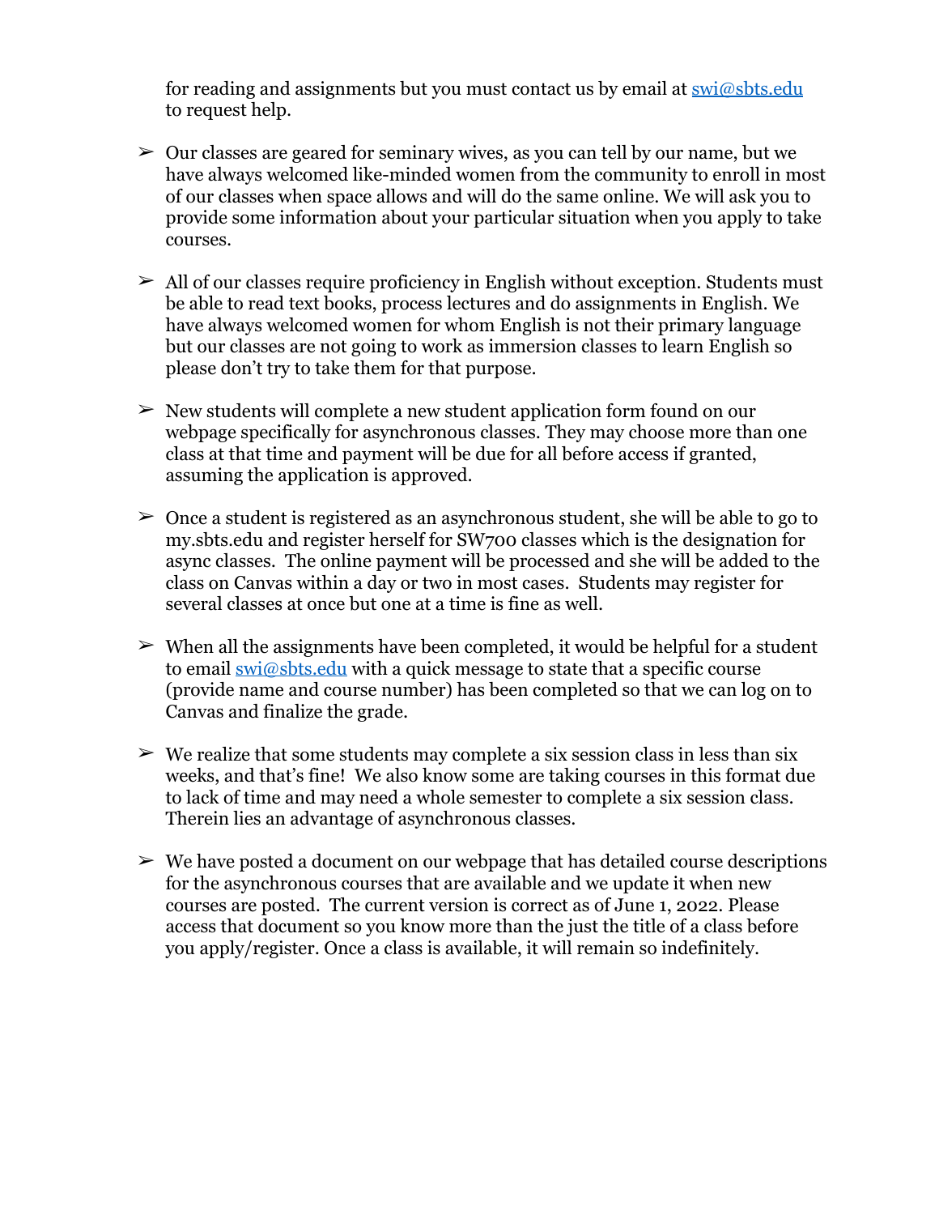for reading and assignments but you must contact us by email at swi@sbts.edu to request help.

- Our classes are geared for seminary wives, as you can tell by our name, but we have always welcomed like-minded women from the community to enroll in most of our classes when space allows and will do the same online. We will ask you to provide some information about your particular situation when you apply to take courses.

- All of our classes require proficiency in English without exception. Students must be able to read text books, process lectures and do assignments in English. We have always welcomed women for whom English is not their primary language but our classes are not going to work as immersion classes to learn English so please don't try to take them for that purpose.

- New students will complete a new student application form found on our webpage specifically for asynchronous classes. They may choose more than one class at that time and payment will be due for all before access if granted, assuming the application is approved.

- Once a student is registered as an asynchronous student, she will be able to go to my.sbts.edu and register herself for SW700 classes which is the designation for async classes. The online payment will be processed and she will be added to the class on Canvas within a day or two in most cases. Students may register for several classes at once but one at a time is fine as well.

- When all the assignments have been completed, it would be helpful for a student to email swi@sbts.edu with a quick message to state that a specific course (provide name and course number) has been completed so that we can log on to Canvas and finalize the grade.

- We realize that some students may complete a six session class in less than six weeks, and that's fine! We also know some are taking courses in this format due to lack of time and may need a whole semester to complete a six session class. Therein lies an advantage of asynchronous classes.

- We have posted a document on our webpage that has detailed course descriptions for the asynchronous courses that are available and we update it when new courses are posted. The current version is correct as of June 1, 2022. Please access that document so you know more than the just the title of a class before you apply/register. Once a class is available, it will remain so indefinitely.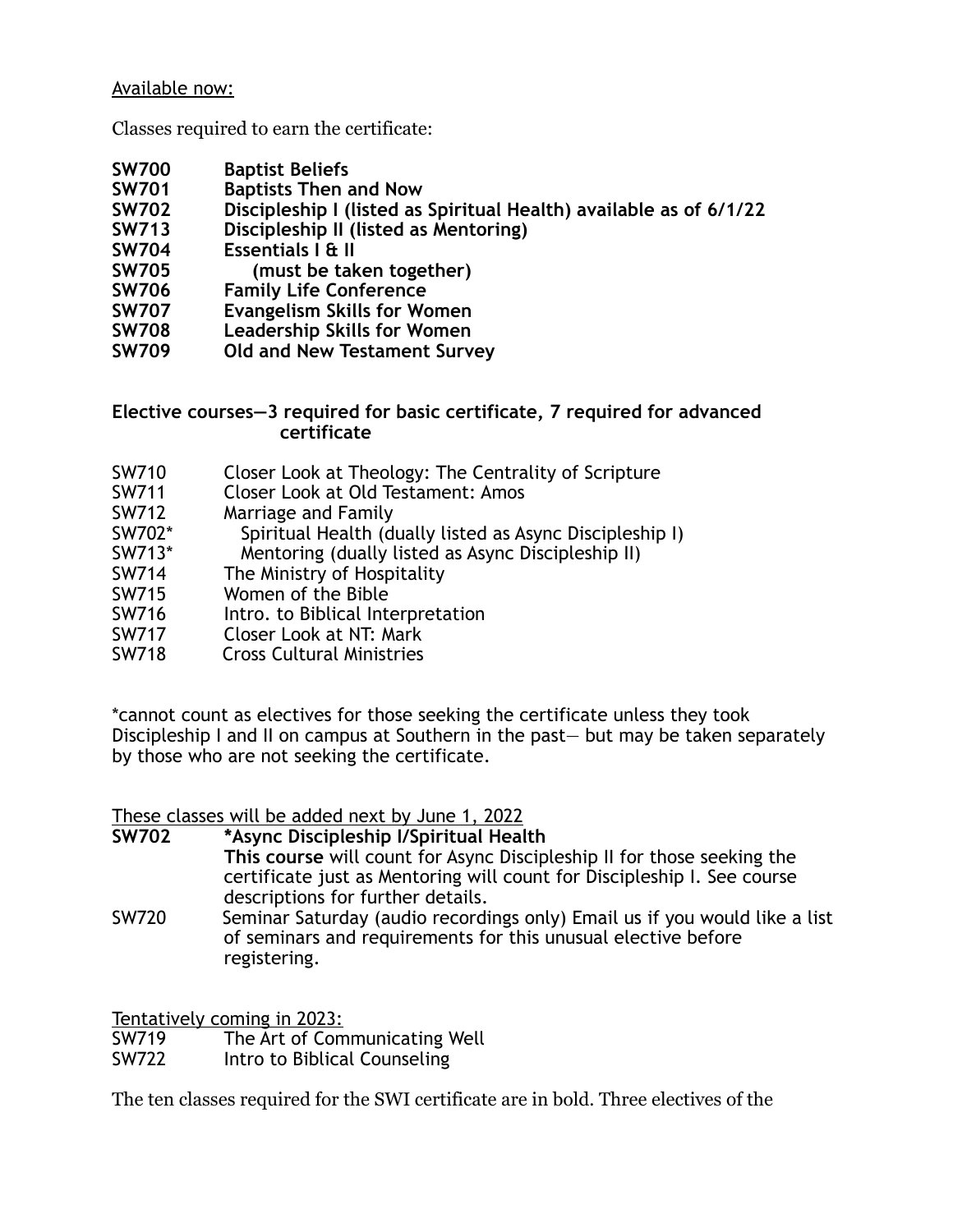Available now:

Classes required to earn the certificate:

**SW700 Baptist Beliefs**
**SW701 Baptists Then and Now**
**SW702 Discipleship I (listed as Spiritual Health) available as of 6/1/22**
**SW713 Discipleship II (listed as Mentoring)**
**SW704 Essentials I & II**
**SW705 (must be taken together)**
**SW706 Family Life Conference**
**SW707 Evangelism Skills for Women**
**SW708 Leadership Skills for Women**
**SW709 Old and New Testament Survey**

**Elective courses—3 required for basic certificate, 7 required for advanced certificate**

SW710 Closer Look at Theology: The Centrality of Scripture
SW711 Closer Look at Old Testament: Amos
SW712 Marriage and Family
SW702* Spiritual Health (dually listed as Async Discipleship I)
SW713* Mentoring (dually listed as Async Discipleship II)
SW714 The Ministry of Hospitality
SW715 Women of the Bible
SW716 Intro. to Biblical Interpretation
SW717 Closer Look at NT: Mark
SW718 Cross Cultural Ministries

*cannot count as electives for those seeking the certificate unless they took Discipleship I and II on campus at Southern in the past— but may be taken separately by those who are not seeking the certificate.

These classes will be added next by June 1, 2022

**SW702 *Async Discipleship I/Spiritual Health**
**This course** will count for Async Discipleship II for those seeking the certificate just as Mentoring will count for Discipleship I. See course descriptions for further details.

SW720 Seminar Saturday (audio recordings only) Email us if you would like a list of seminars and requirements for this unusual elective before registering.

Tentatively coming in 2023:

SW719 The Art of Communicating Well
SW722 Intro to Biblical Counseling

The ten classes required for the SWI certificate are in bold. Three electives of the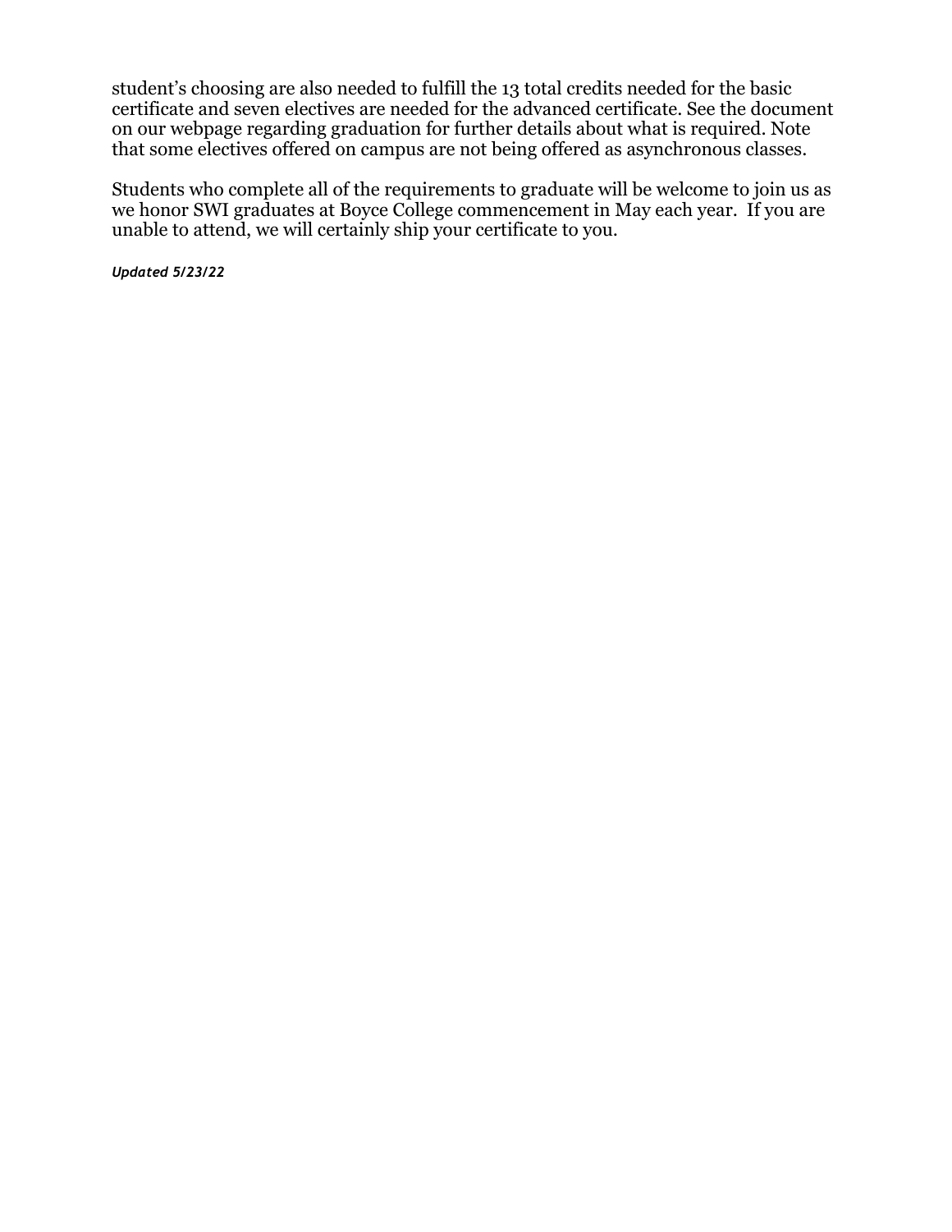student's choosing are also needed to fulfill the 13 total credits needed for the basic certificate and seven electives are needed for the advanced certificate. See the document on our webpage regarding graduation for further details about what is required. Note that some electives offered on campus are not being offered as asynchronous classes.

Students who complete all of the requirements to graduate will be welcome to join us as we honor SWI graduates at Boyce College commencement in May each year. If you are unable to attend, we will certainly ship your certificate to you.

***Updated 5/23/22***